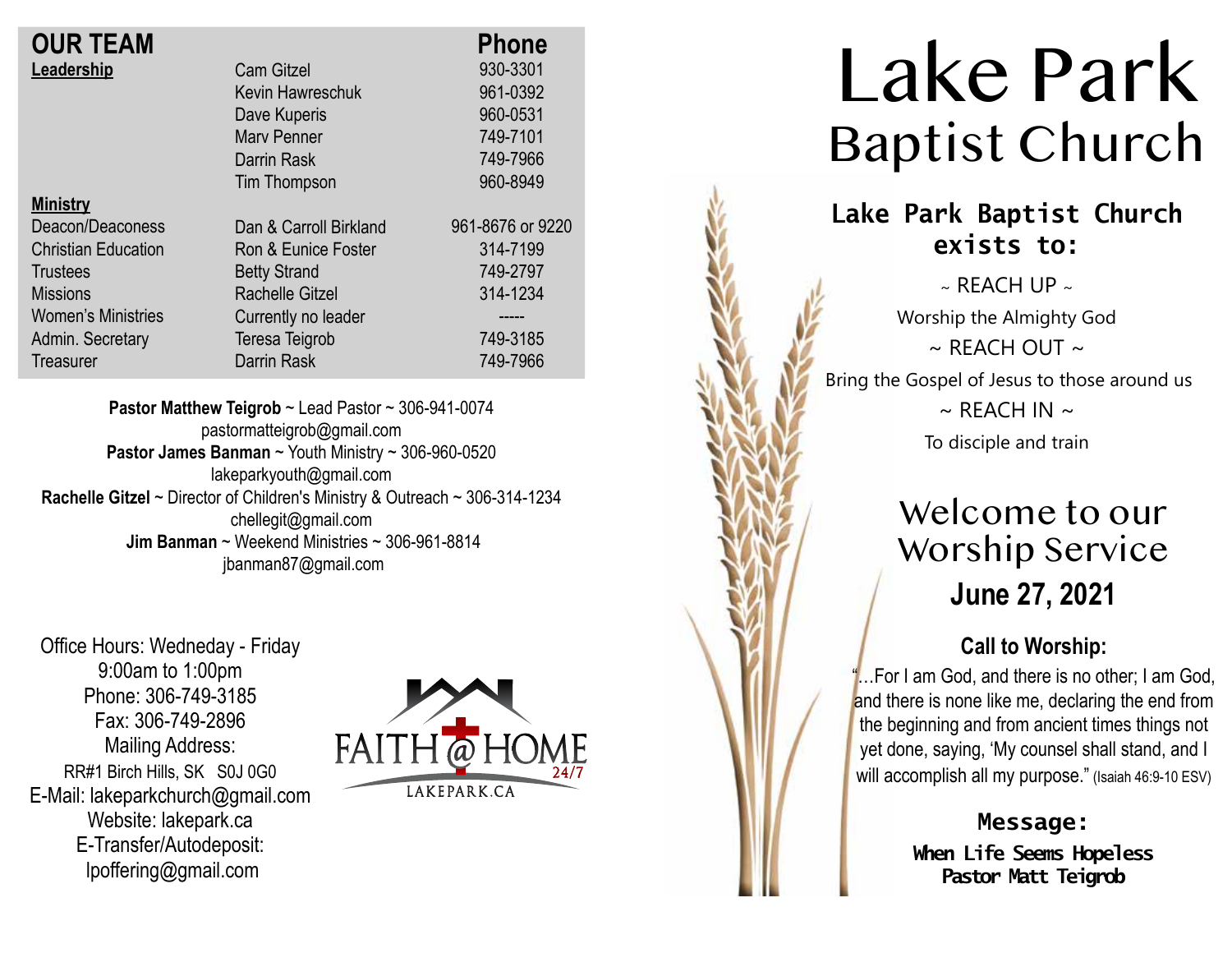## OUR TEAM

| | | Phone |
|---|---|---|
| **Leadership** | Cam Gitzel | 930-3301 |
| | Kevin Hawreschuk | 961-0392 |
| | Dave Kuperis | 960-0531 |
| | Marv Penner | 749-7101 |
| | Darrin Rask | 749-7966 |
| | Tim Thompson | 960-8949 |
| **Ministry** | | |
| Deacon/Deaconess | Dan & Carroll Birkland | 961-8676 or 9220 |
| Christian Education | Ron & Eunice Foster | 314-7199 |
| Trustees | Betty Strand | 749-2797 |
| Missions | Rachelle Gitzel | 314-1234 |
| Women's Ministries | Currently no leader | ----- |
| Admin. Secretary | Teresa Teigrob | 749-3185 |
| Treasurer | Darrin Rask | 749-7966 |

**Pastor Matthew Teigrob** ~ Lead Pastor ~ 306-941-0074
pastormatteigrob@gmail.com
**Pastor James Banman** ~ Youth Ministry ~ 306-960-0520
lakeparkyouth@gmail.com
**Rachelle Gitzel** ~ Director of Children's Ministry & Outreach ~ 306-314-1234
chellegit@gmail.com
**Jim Banman** ~ Weekend Ministries ~ 306-961-8814
jbanman87@gmail.com

Office Hours: Wedneday - Friday
9:00am to 1:00pm
Phone: 306-749-3185
Fax: 306-749-2896
Mailing Address:
RR#1 Birch Hills, SK S0J 0G0
E-Mail: lakeparkchurch@gmail.com
Website: lakepark.ca
E-Transfer/Autodeposit:
lpoffering@gmail.com

FAITH @ HOME 24/7
LAKEPARK.CA

# Lake Park Baptist Church

**Lake Park Baptist Church exists to:**

~ REACH UP ~
Worship the Almighty God
~ REACH OUT ~
Bring the Gospel of Jesus to those around us
~ REACH IN ~
To disciple and train

## Welcome to our Worship Service

**June 27, 2021**

**Call to Worship:**

"...For I am God, and there is no other; I am God, and there is none like me, declaring the end from the beginning and from ancient times things not yet done, saying, 'My counsel shall stand, and I will accomplish all my purpose." (Isaiah 46:9-10 ESV)

**Message:**

**When Life Seems Hopeless**
**Pastor Matt Teigrob**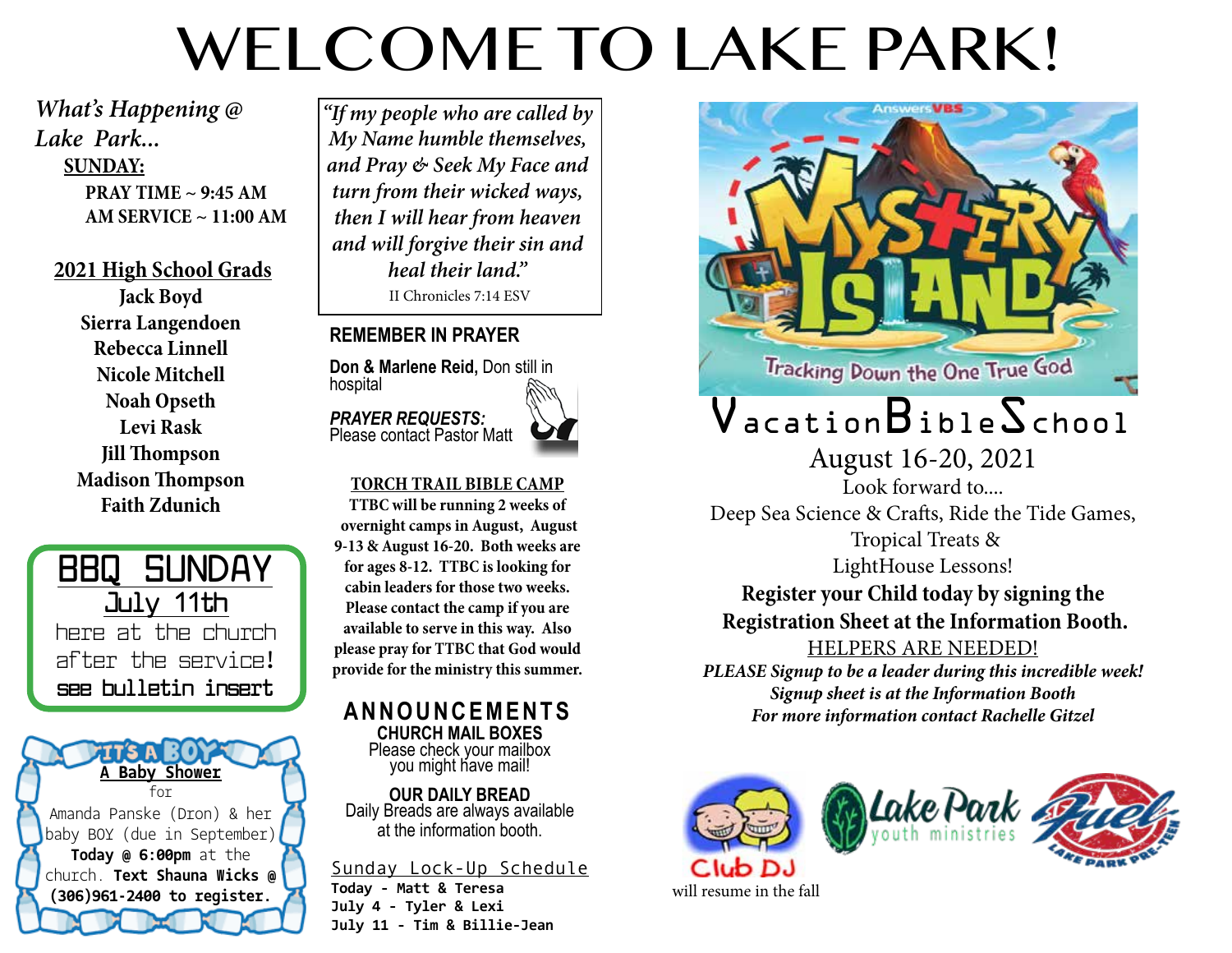# WELCOME TO LAKE PARK!

*What's Happening @ Lake Park...*

**SUNDAY:**

**PRAY TIME ~ 9:45 AM**
**AM SERVICE ~ 11:00 AM**

**2021 High School Grads**

**Jack Boyd**
**Sierra Langendoen**
**Rebecca Linnell**
**Nicole Mitchell**
**Noah Opseth**
**Levi Rask**
**Jill Thompson**
**Madison Thompson**
**Faith Zdunich**

**BBQ SUNDAY**
**July 11th**
here at the church
after the service!
**see bulletin insert**

IT'S A BOY
**A Baby Shower**
for
Amanda Panske (Dron) & her baby BOY (due in September)
**Today @ 6:00pm** at the church. **Text Shauna Wicks @ (306)961-2400 to register.**

*"If my people who are called by My Name humble themselves, and Pray & Seek My Face and turn from their wicked ways, then I will hear from heaven and will forgive their sin and heal their land."*
II Chronicles 7:14 ESV

## REMEMBER IN PRAYER

**Don & Marlene Reid,** Don still in hospital

***PRAYER REQUESTS:***
Please contact Pastor Matt

**TORCH TRAIL BIBLE CAMP**

**TTBC will be running 2 weeks of overnight camps in August, August 9-13 & August 16-20. Both weeks are for ages 8-12. TTBC is looking for cabin leaders for those two weeks. Please contact the camp if you are available to serve in this way. Also please pray for TTBC that God would provide for the ministry this summer.**

## ANNOUNCEMENTS

**CHURCH MAIL BOXES**
Please check your mailbox you might have mail!

**OUR DAILY BREAD**
Daily Breads are always available at the information booth.

Sunday Lock-Up Schedule
**Today - Matt & Teresa**
**July 4 - Tyler & Lexi**
**July 11 - Tim & Billie-Jean**

Answers VBS
MYSTERY ISLAND
Tracking Down the One True God

## VacationBibleSchool

August 16-20, 2021
Look forward to....
Deep Sea Science & Crafts, Ride the Tide Games, Tropical Treats & LightHouse Lessons!

**Register your Child today by signing the Registration Sheet at the Information Booth.**

HELPERS ARE NEEDED!

***PLEASE Signup to be a leader during this incredible week!***
***Signup sheet is at the Information Booth***
***For more information contact Rachelle Gitzel***

Club DJ
will resume in the fall

Lake Park youth ministries

Fuel LAKE PARK PRE-TEEN